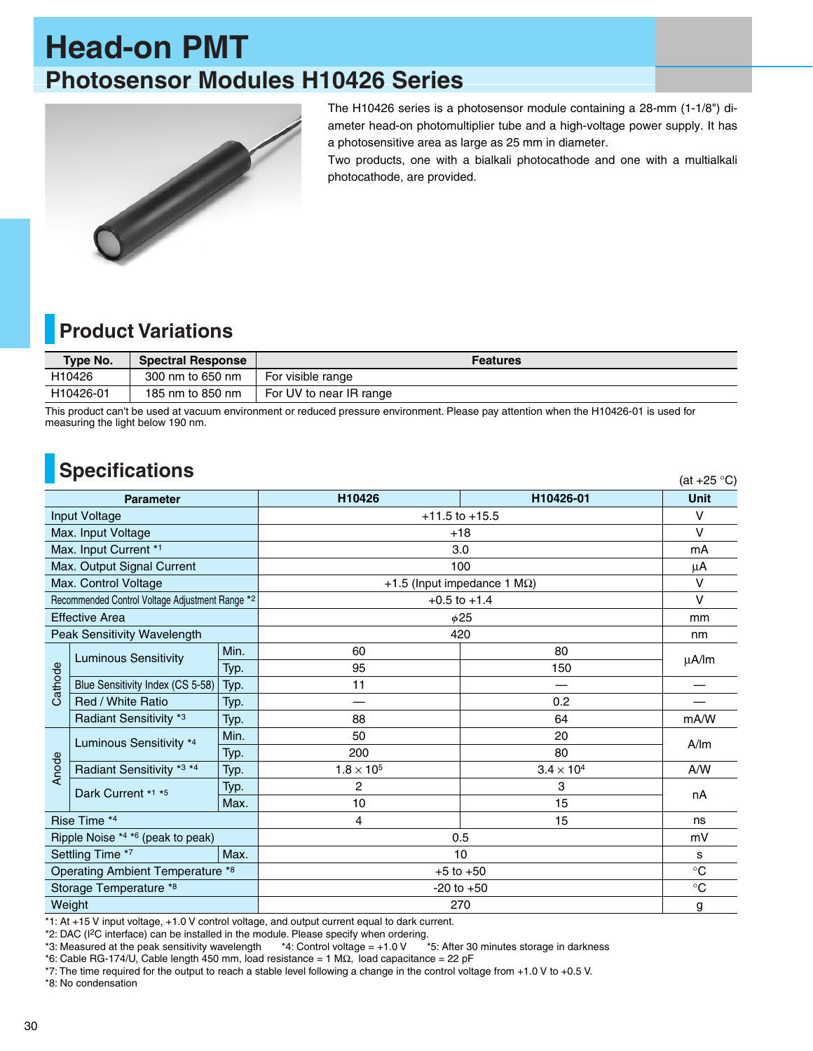# Head-on PMT

## Photosensor Modules H10426 Series

The H10426 series is a photosensor module containing a 28-mm (1-1/8") diameter head-on photomultiplier tube and a high-voltage power supply. It has a photosensitive area as large as 25 mm in diameter.

Two products, one with a bialkali photocathode and one with a multialkali photocathode, are provided.

## Product Variations

| Type No. | Spectral Response | Features |
|---|---|---|
| H10426 | 300 nm to 650 nm | For visible range |
| H10426-01 | 185 nm to 850 nm | For UV to near IR range |

This product can't be used at vacuum environment or reduced pressure environment. Please pay attention when the H10426-01 is used for measuring the light below 190 nm.

## Specifications

(at +25 °C)

| Parameter | | | H10426 | H10426-01 | Unit |
|---|---|---|---|---|---|
| Input Voltage | | | +11.5 to +15.5 | | V |
| Max. Input Voltage | | | +18 | | V |
| Max. Input Current *1 | | | 3.0 | | mA |
| Max. Output Signal Current | | | 100 | | µA |
| Max. Control Voltage | | | +1.5 (Input impedance 1 MΩ) | | V |
| Recommended Control Voltage Adjustment Range *2 | | | +0.5 to +1.4 | | V |
| Effective Area | | | ϕ25 | | mm |
| Peak Sensitivity Wavelength | | | 420 | | nm |
| Cathode | Luminous Sensitivity | Min. | 60 | 80 | µA/lm |
| | | Typ. | 95 | 150 | |
| | Blue Sensitivity Index (CS 5-58) | Typ. | 11 | — | — |
| | Red / White Ratio | Typ. | — | 0.2 | — |
| | Radiant Sensitivity *3 | Typ. | 88 | 64 | mA/W |
| Anode | Luminous Sensitivity *4 | Min. | 50 | 20 | A/lm |
| | | Typ. | 200 | 80 | |
| | Radiant Sensitivity *3 *4 | Typ. | $1.8 \times 10^5$ | $3.4 \times 10^4$ | A/W |
| | Dark Current *1 *5 | Typ. | 2 | 3 | nA |
| | | Max. | 10 | 15 | |
| Rise Time *4 | | | 4 | 15 | ns |
| Ripple Noise *4 *6 (peak to peak) | | | 0.5 | | mV |
| Settling Time *7 | | Max. | 10 | | s |
| Operating Ambient Temperature *8 | | | +5 to +50 | | °C |
| Storage Temperature *8 | | | -20 to +50 | | °C |
| Weight | | | 270 | | g |

*1: At +15 V input voltage, +1.0 V control voltage, and output current equal to dark current.
*2: DAC ($I^2C$ interface) can be installed in the module. Please specify when ordering.
*3: Measured at the peak sensitivity wavelength *4: Control voltage = +1.0 V *5: After 30 minutes storage in darkness
*6: Cable RG-174/U, Cable length 450 mm, load resistance = 1 MΩ, load capacitance = 22 pF
*7: The time required for the output to reach a stable level following a change in the control voltage from +1.0 V to +0.5 V.
*8: No condensation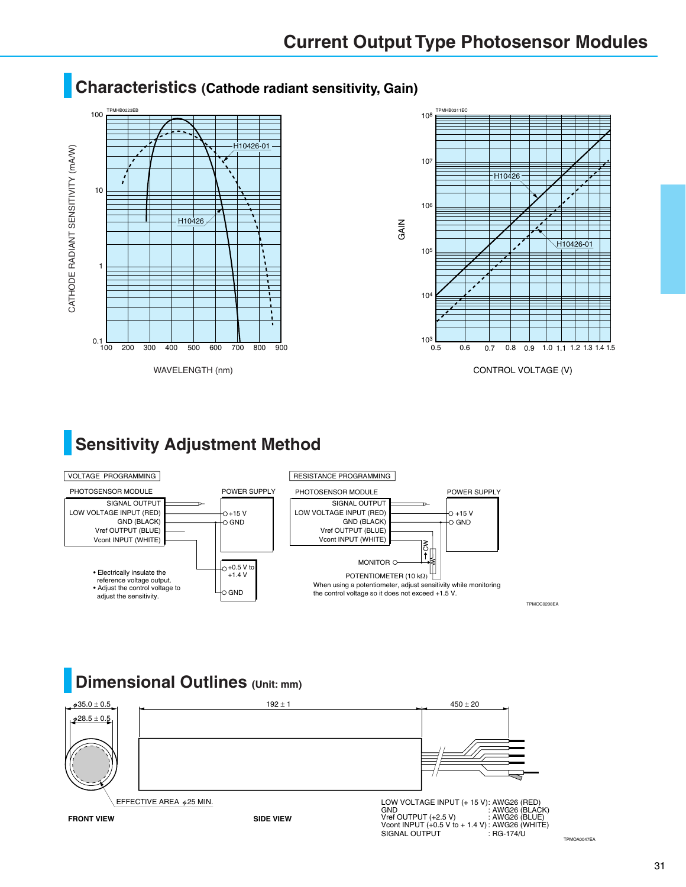## Characteristics (Cathode radiant sensitivity, Gain)

TPMHB0223EB

CATHODE RADIANT SENSITIVITY (mA/W)

100
10
1
0.1

100 200 300 400 500 600 700 800 900

WAVELENGTH (nm)

H10426-01
H10426

TPMHB0311EC

GAIN

$10^8$
$10^7$
$10^6$
$10^5$
$10^4$
$10^3$

0.5 0.6 0.7 0.8 0.9 1.0 1.1 1.2 1.3 1.4 1.5

CONTROL VOLTAGE (V)

H10426
H10426-01

## Sensitivity Adjustment Method

VOLTAGE PROGRAMMING

PHOTOSENSOR MODULE

SIGNAL OUTPUT
LOW VOLTAGE INPUT (RED)
GND (BLACK)
Vref OUTPUT (BLUE)
Vcont INPUT (WHITE)

POWER SUPPLY

+15 V
GND

+0.5 V to +1.4 V
GND

- Electrically insulate the reference voltage output.
- Adjust the control voltage to adjust the sensitivity.

RESISTANCE PROGRAMMING

PHOTOSENSOR MODULE

SIGNAL OUTPUT
LOW VOLTAGE INPUT (RED)
GND (BLACK)
Vref OUTPUT (BLUE)
Vcont INPUT (WHITE)

POWER SUPPLY

+15 V
GND

CW

MONITOR

POTENTIOMETER (10 kΩ)

When using a potentiometer, adjust sensitivity while monitoring the control voltage so it does not exceed +1.5 V.

TPMOC0208EA

## Dimensional Outlines (Unit: mm)

φ35.0 ± 0.5
φ28.5 ± 0.5

EFFECTIVE AREA φ25 MIN.

FRONT VIEW

192 ± 1
450 ± 20

SIDE VIEW

LOW VOLTAGE INPUT (+ 15 V): AWG26 (RED)
GND : AWG26 (BLACK)
Vref OUTPUT (+2.5 V) : AWG26 (BLUE)
Vcont INPUT (+0.5 V to + 1.4 V): AWG26 (WHITE)
SIGNAL OUTPUT : RG-174/U

TPMOA0047EA